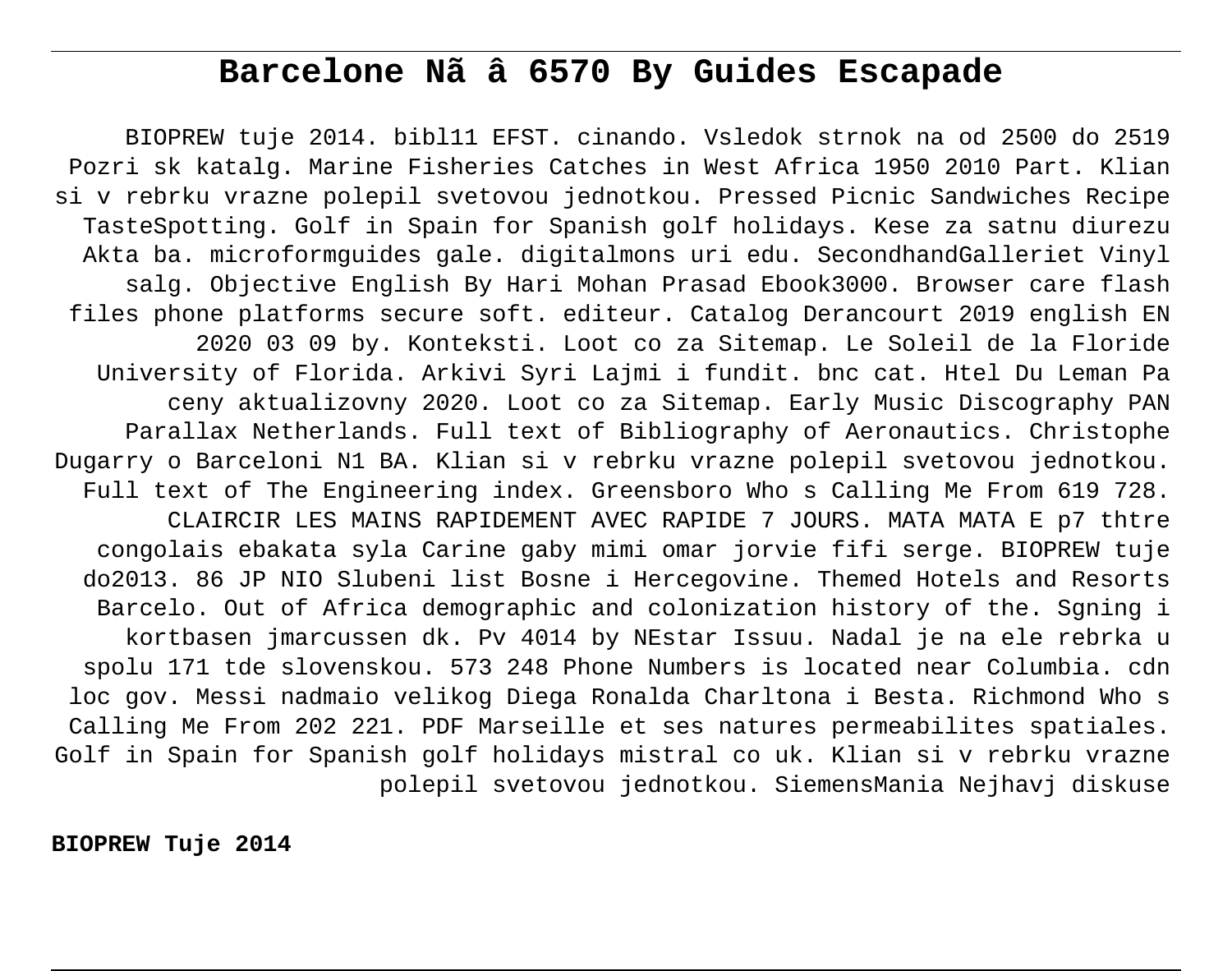# Barcelone Nã â 6570 By Guides Escapade

BIOPREW tuje 2014. bibl11 EFST. cinando. Vsledok strnok na od 2500 do 2519 Pozri sk katalg. Marine Fisheries Catches in West Africa 1950 2010 Part. Klian si v rebrku vrazne polepil svetovou jednotkou. Pressed Picnic Sandwiches Recipe TasteSpotting. Golf in Spain for Spanish golf holidays. Kese za satnu diurezu Akta ba. microformguides gale. digitalmons uri edu. SecondhandGalleriet Vinyl salg. Objective English By Hari Mohan Prasad Ebook3000. Browser care flash files phone platforms secure soft. editeur. Catalog Derancourt 2019 english EN 2020 03 09 by. Konteksti. Loot co za Sitemap. Le Soleil de la Floride University of Florida. Arkivi Syri Lajmi i fundit. bnc cat. Htel Du Leman Pa ceny aktualizovny 2020. Loot co za Sitemap. Early Music Discography PAN Parallax Netherlands. Full text of Bibliography of Aeronautics. Christophe Dugarry o Barceloni N1 BA. Klian si v rebrku vrazne polepil svetovou jednotkou. Full text of The Engineering index. Greensboro Who s Calling Me From 619 728. CLAIRCIR LES MAINS RAPIDEMENT AVEC RAPIDE 7 JOURS. MATA MATA E p7 thtre congolais ebakata syla Carine gaby mimi omar jorvie fifi serge. BIOPREW tuje do2013. 86 JP NIO Slubeni list Bosne i Hercegovine. Themed Hotels and Resorts Barcelo. Out of Africa demographic and colonization history of the. Sgning i kortbasen jmarcussen dk. Pv 4014 by NEstar Issuu. Nadal je na ele rebrka u spolu 171 tde slovenskou. 573 248 Phone Numbers is located near Columbia. cdn loc gov. Messi nadmaio velikog Diega Ronalda Charltona i Besta. Richmond Who s Calling Me From 202 221. PDF Marseille et ses natures permeabilites spatiales. Golf in Spain for Spanish golf holidays mistral co uk. Klian si v rebrku vrazne polepil svetovou jednotkou. SiemensMania Nejhavj diskuse

**BIOPREW Tuje 2014**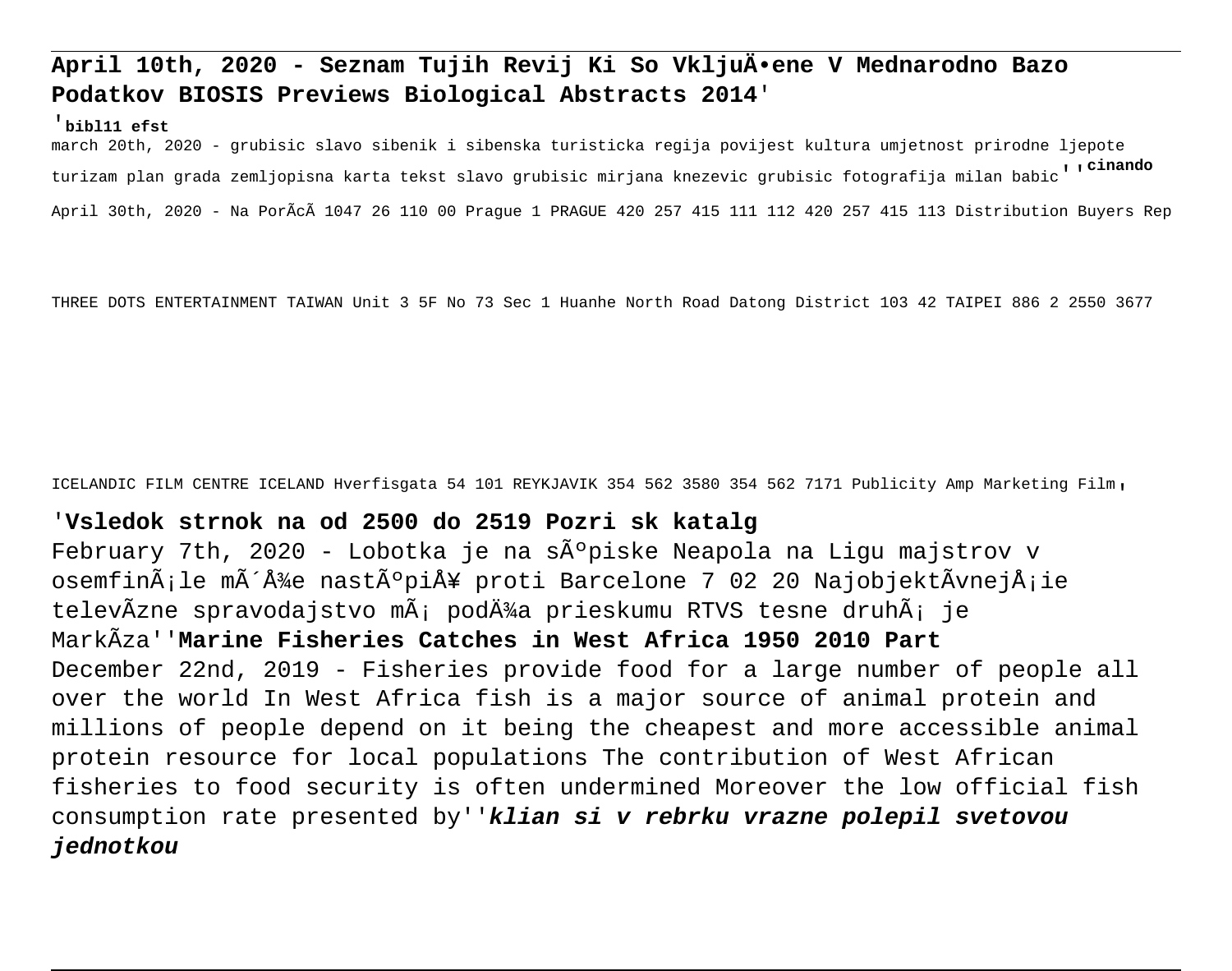**April 10th, 2020 - Seznam Tujih Revij Ki So VkljuÄ•ene V Mednarodno Bazo Podatkov BIOSIS Previews Biological Abstracts 2014**'

'**bibl11 efst**

march 20th, 2020 - grubisic slavo sibenik i sibenska turisticka regija povijest kultura umjetnost prirodne ljepote turizam plan grada zemljopisna karta tekst slavo grubisic mirjana knezevic grubisic fotografija milan babic''**cinando**

April 30th, 2020 - Na PorÃcÃ 1047 26 110 00 Prague 1 PRAGUE 420 257 415 111 112 420 257 415 113 Distribution Buyers Rep

THREE DOTS ENTERTAINMENT TAIWAN Unit 3 5F No 73 Sec 1 Huanhe North Road Datong District 103 42 TAIPEI 886 2 2550 3677

ICELANDIC FILM CENTRE ICELAND Hverfisgata 54 101 REYKJAVIK 354 562 3580 354 562 7171 Publicity Amp Marketing Film'

'**Vsledok strnok na od 2500 do 2519 Pozri sk katalg**

February 7th, 2020 - Lobotka je na sÃºpiske Neapola na Ligu majstrov v osemfinÃ¡le mÃ´Å¾e nastÃºpiÅ¥ proti Barcelone 7 02 20 NajobjektÃ­vnejÅ¡ie televÃ­zne spravodajstvo mÃ¡ podÄ¾a prieskumu RTVS tesne druhÃ¡ je MarkÃ­za''**Marine Fisheries Catches in West Africa 1950 2010 Part**

December 22nd, 2019 - Fisheries provide food for a large number of people all over the world In West Africa fish is a major source of animal protein and millions of people depend on it being the cheapest and more accessible animal protein resource for local populations The contribution of West African fisheries to food security is often undermined Moreover the low official fish consumption rate presented by''***klian si v rebrku vrazne polepil svetovou jednotkou***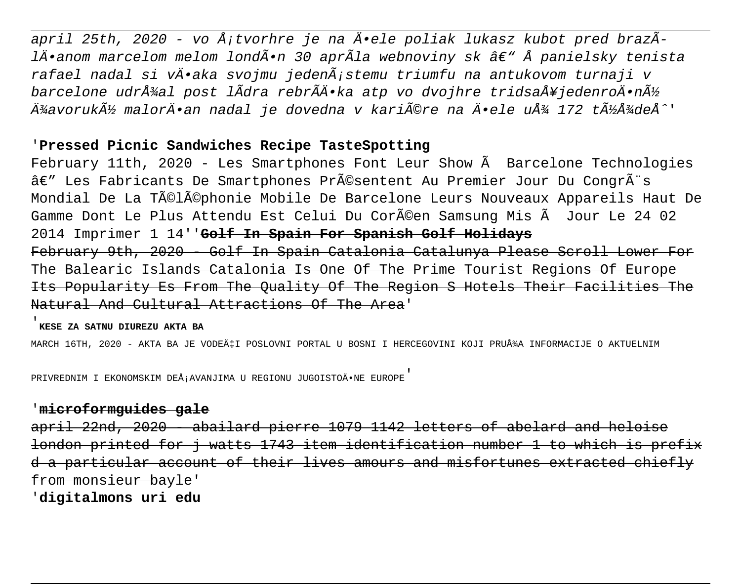*april 25th, 2020 - vo Å¡tvorhre je na Ä•ele poliak lukasz kubot pred brazÃ­lÄ•anom marcelom melom londÃ•n 30 aprÃ­la webnoviny sk â€“ Å panielsky tenista rafael nadal si vÄ•aka svojmu jedenÃ¡stemu triumfu na antukovom turnaji v barcelone udrÅ¾al post lÃ­dra rebrÃ­Ä•ka atp vo dvojhre tridsaÅ¥jedenroÄ•nÃ½ Ä¾avorukÃ½ malorÄ•an nadal je dovedna v kariÃ©re na Ä•ele uÅ¾ 172 tÃ½Å¾deÅˆ'*

'**Pressed Picnic Sandwiches Recipe TasteSpotting**

February 11th, 2020 - Les Smartphones Font Leur Show Ã  Barcelone Technologies â€" Les Fabricants De Smartphones PrÃ©sentent Au Premier Jour Du CongrÃ¨s Mondial De La TÃ©lÃ©phonie Mobile De Barcelone Leurs Nouveaux Appareils Haut De Gamme Dont Le Plus Attendu Est Celui Du CorÃ©en Samsung Mis Ã  Jour Le 24 02 2014 Imprimer 1 14''~~**Golf In Spain For Spanish Golf Holidays**~~

~~February 9th, 2020 - Golf In Spain Catalonia Catalunya Please Scroll Lower For The Balearic Islands Catalonia Is One Of The Prime Tourist Regions Of Europe Its Popularity Es From The Quality Of The Region S Hotels Their Facilities The Natural And Cultural Attractions Of The Area~~'

'**KESE ZA SATNU DIUREZU AKTA BA**

MARCH 16TH, 2020 - AKTA BA JE VODEÄ‡I POSLOVNI PORTAL U BOSNI I HERCEGOVINI KOJI PRUÅ¾A INFORMACIJE O AKTUELNIM PRIVREDNIM I EKONOMSKIM DEÅ¡AVANJIMA U REGIONU JUGOISTOÄ•NE EUROPE'

'~~**microformguides gale**~~

~~april 22nd, 2020 - abailard pierre 1079 1142 letters of abelard and heloise london printed for j watts 1743 item identification number 1 to which is prefix d a particular account of their lives amours and misfortunes extracted chiefly from monsieur bayle~~'

'**digitalmons uri edu**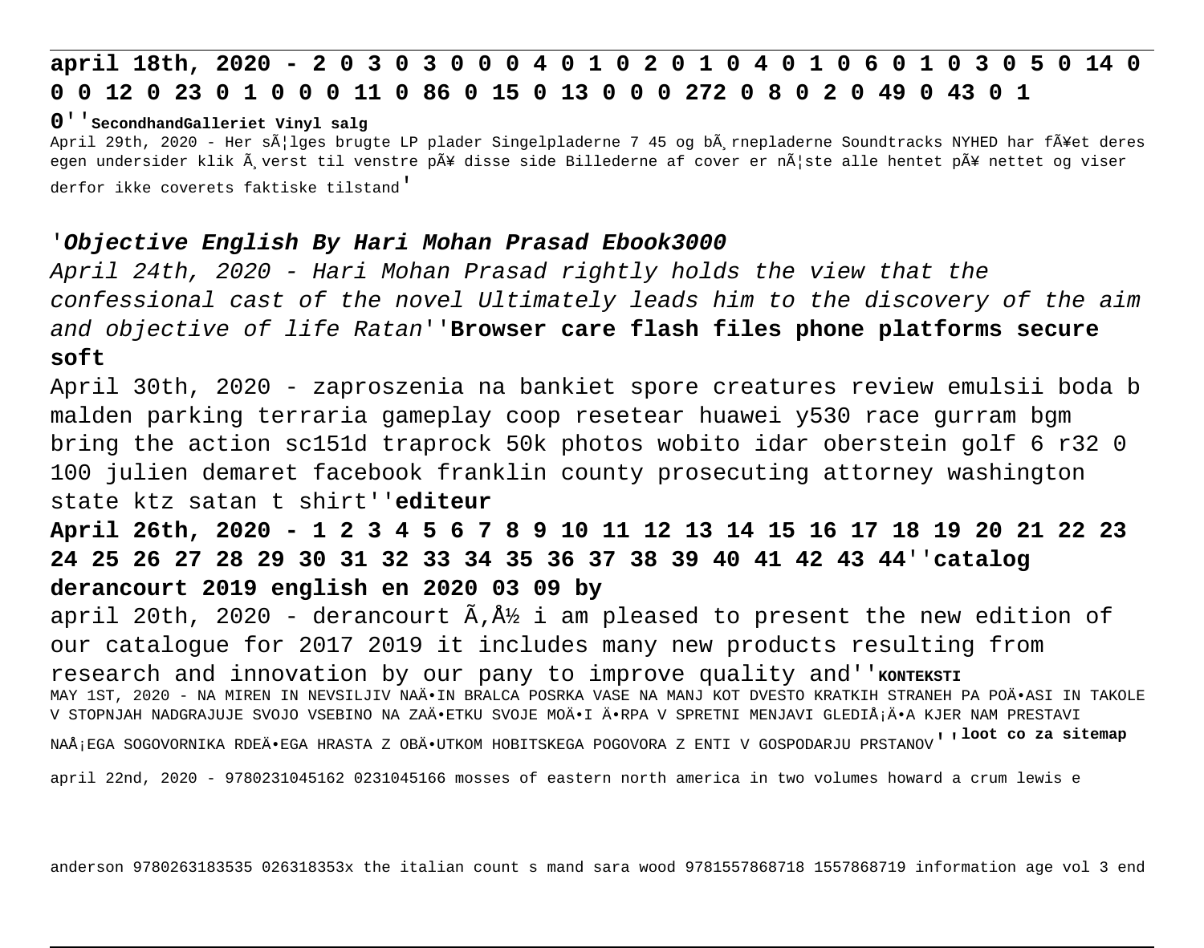**april 18th, 2020 - 2 0 3 0 3 0 0 0 4 0 1 0 2 0 1 0 4 0 1 0 6 0 1 0 3 0 5 0 14 0 0 0 12 0 23 0 1 0 0 0 11 0 86 0 15 0 13 0 0 0 272 0 8 0 2 0 49 0 43 0 1 0**''**SecondhandGalleriet Vinyl salg**

April 29th, 2020 - Her sÃ¦lges brugte LP plader Singelpladerne 7 45 og bÃ¸rnepladerne Soundtracks NYHED har fÃ¥et deres egen undersider klik Ã¸verst til venstre pÃ¥ disse side Billederne af cover er nÃ¦ste alle hentet pÃ¥ nettet og viser derfor ikke coverets faktiske tilstand'

'***Objective English By Hari Mohan Prasad Ebook3000***

*April 24th, 2020 - Hari Mohan Prasad rightly holds the view that the confessional cast of the novel Ultimately leads him to the discovery of the aim and objective of life Ratan*''**Browser care flash files phone platforms secure soft**

April 30th, 2020 - zaproszenia na bankiet spore creatures review emulsii boda b malden parking terraria gameplay coop resetear huawei y530 race gurram bgm bring the action sc151d traprock 50k photos wobito idar oberstein golf 6 r32 0 100 julien demaret facebook franklin county prosecuting attorney washington state ktz satan t shirt''**editeur**

**April 26th, 2020 - 1 2 3 4 5 6 7 8 9 10 11 12 13 14 15 16 17 18 19 20 21 22 23 24 25 26 27 28 29 30 31 32 33 34 35 36 37 38 39 40 41 42 43 44**''**catalog derancourt 2019 english en 2020 03 09 by**

april 20th, 2020 - derancourt Ã‚Â½ i am pleased to present the new edition of our catalogue for 2017 2019 it includes many new products resulting from research and innovation by our pany to improve quality and''**KONTEKSTI**

MAY 1ST, 2020 - NA MIREN IN NEVSILJIV NAÄ•IN BRALCA POSRKA VASE NA MANJ KOT DVESTO KRATKIH STRANEH PA POÄ•ASI IN TAKOLE V STOPNJAH NADGRAJUJE SVOJO VSEBINO NA ZAÄ•ETKU SVOJE MOÄ•I Ä•RPA V SPRETNI MENJAVI GLEDIÅ¡Ä•A KJER NAM PRESTAVI NAÅ¡EGA SOGOVORNIKA RDEÄ•EGA HRASTA Z OBÄ•UTKOM HOBITSKEGA POGOVORA Z ENTI V GOSPODARJU PRSTANOV''**loot co za sitemap**

april 22nd, 2020 - 9780231045162 0231045166 mosses of eastern north america in two volumes howard a crum lewis e anderson 9780263183535 026318353x the italian count s mand sara wood 9781557868718 1557868719 information age vol 3 end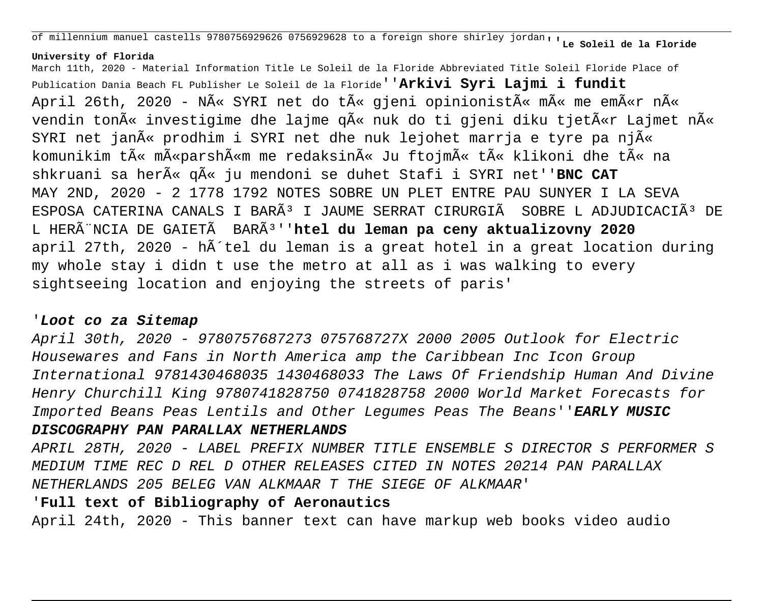of millennium manuel castells 9780756929626 0756929628 to a foreign shore shirley jordan''**Le Soleil de la Floride University of Florida**
March 11th, 2020 - Material Information Title Le Soleil de la Floride Abbreviated Title Soleil Floride Place of Publication Dania Beach FL Publisher Le Soleil de la Floride''**Arkivi Syri Lajmi i fundit**
April 26th, 2020 - NÃ« SYRI net do tÃ« gjeni opinionistÃ« mÃ« me emÃ«r nÃ« vendin tonÃ« investigime dhe lajme qÃ« nuk do ti gjeni diku tjetÃ«r Lajmet nÃ« SYRI net janÃ« prodhim i SYRI net dhe nuk lejohet marrja e tyre pa njÃ« komunikim tÃ« mÃ«parshÃ«m me redaksinÃ« Ju ftojmÃ« tÃ« klikoni dhe tÃ« na shkruani sa herÃ« qÃ« ju mendoni se duhet Stafi i SYRI net''**BNC CAT**
MAY 2ND, 2020 - 2 1778 1792 NOTES SOBRE UN PLET ENTRE PAU SUNYER I LA SEVA ESPOSA CATERINA CANALS I BARÃ³ I JAUME SERRAT CIRURGIÃ SOBRE L ADJUDICACIÃ³ DE L HERÃ¨NCIA DE GAIETÃ BARÃ³''**htel du leman pa ceny aktualizovny 2020**
april 27th, 2020 - hÃ´tel du leman is a great hotel in a great location during my whole stay i didn t use the metro at all as i was walking to every sightseeing location and enjoying the streets of paris'

'***Loot co za Sitemap***
*April 30th, 2020 - 9780757687273 075768727X 2000 2005 Outlook for Electric Housewares and Fans in North America amp the Caribbean Inc Icon Group International 9781430468035 1430468033 The Laws Of Friendship Human And Divine Henry Churchill King 9780741828750 0741828758 2000 World Market Forecasts for Imported Beans Peas Lentils and Other Legumes Peas The Beans*''***EARLY MUSIC DISCOGRAPHY PAN PARALLAX NETHERLANDS***
*APRIL 28TH, 2020 - LABEL PREFIX NUMBER TITLE ENSEMBLE S DIRECTOR S PERFORMER S MEDIUM TIME REC D REL D OTHER RELEASES CITED IN NOTES 20214 PAN PARALLAX NETHERLANDS 205 BELEG VAN ALKMAAR T THE SIEGE OF ALKMAAR*'

'**Full text of Bibliography of Aeronautics**
April 24th, 2020 - This banner text can have markup web books video audio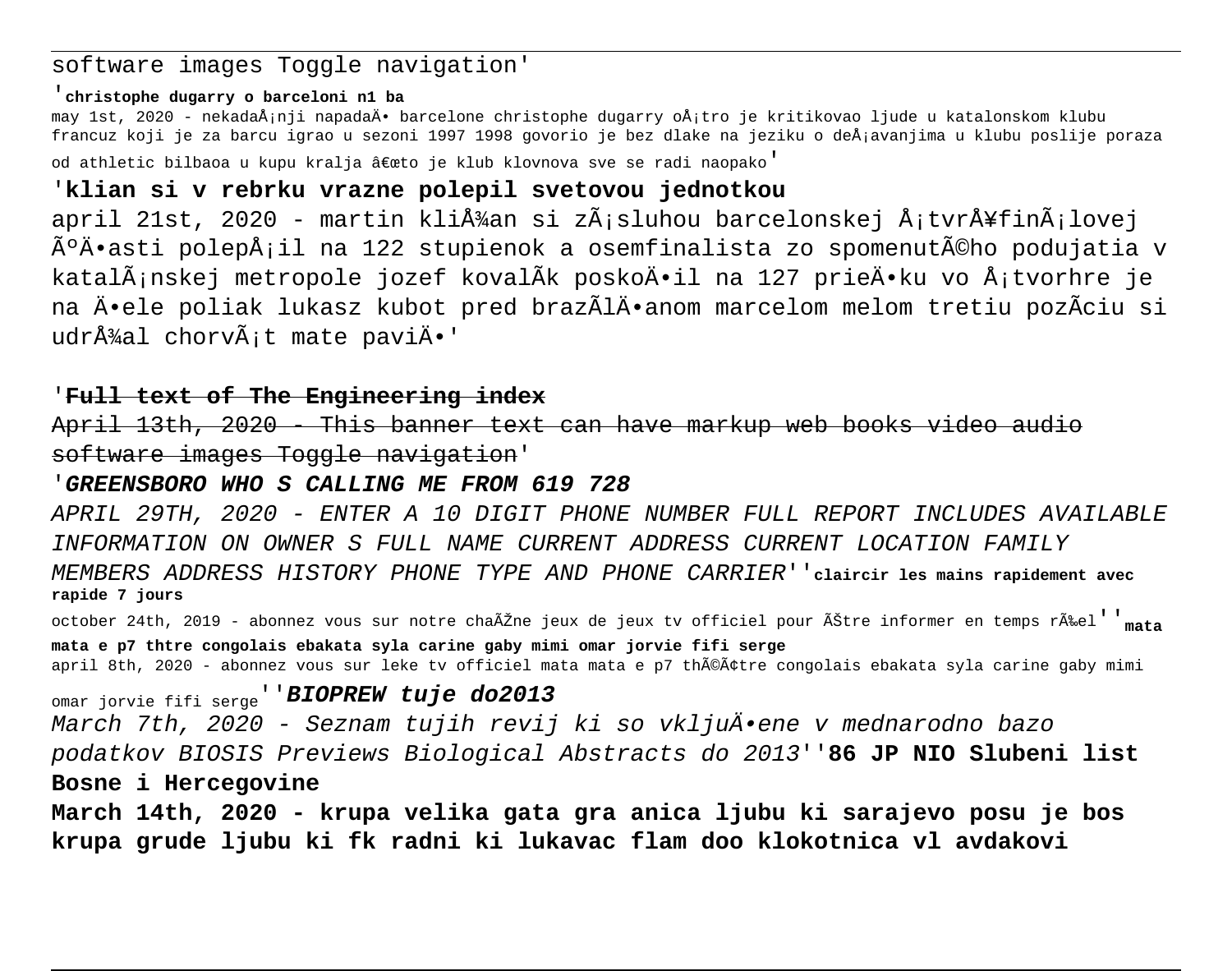software images Toggle navigation'

'**christophe dugarry o barceloni n1 ba**
may 1st, 2020 - nekadaÅ¡nji napadaÄ• barcelone christophe dugarry oÅ¡tro je kritikovao ljude u katalonskom klubu francuz koji je za barcu igrao u sezoni 1997 1998 govorio je bez dlake na jeziku o deÅ¡avanjima u klubu poslije poraza od athletic bilbaoa u kupu kralja â€œto je klub klovnova sve se radi naopako'

'**klian si v rebrku vrazne polepil svetovou jednotkou**
april 21st, 2020 - martin kliÅ¾an si zÃ¡sluhou barcelonskej Å¡tvrÅ¥finÃ¡lovej ÃºÄ•asti polepÅ¡il na 122 stupienok a osemfinalista zo spomenutÃ©ho podujatia v katalÃ¡nskej metropole jozef kovalÃk poskoÄ•il na 127 prieÄ•ku vo Å¡tvorhre je na Ä•ele poliak lukasz kubot pred brazÃlÄ•anom marcelom melom tretiu pozÃciu si udrÅ¾al chorvÃ¡t mate paviÄ•'

'~~**Full text of The Engineering index**~~
~~April 13th, 2020 - This banner text can have markup web books video audio software images Toggle navigation~~'

'***GREENSBORO WHO S CALLING ME FROM 619 728***
*APRIL 29TH, 2020 - ENTER A 10 DIGIT PHONE NUMBER FULL REPORT INCLUDES AVAILABLE INFORMATION ON OWNER S FULL NAME CURRENT ADDRESS CURRENT LOCATION FAMILY MEMBERS ADDRESS HISTORY PHONE TYPE AND PHONE CARRIER*''**claircir les mains rapidement avec rapide 7 jours**
october 24th, 2019 - abonnez vous sur notre chaÃŽne jeux de jeux tv officiel pour ÃŠtre informer en temps rÃ‰el''**mata mata e p7 thtre congolais ebakata syla carine gaby mimi omar jorvie fifi serge**
april 8th, 2020 - abonnez vous sur leke tv officiel mata mata e p7 thÃ©Ã¢tre congolais ebakata syla carine gaby mimi omar jorvie fifi serge''***BIOPREW tuje do2013***
*March 7th, 2020 - Seznam tujih revij ki so vkljuÄ•ene v mednarodno bazo podatkov BIOSIS Previews Biological Abstracts do 2013*''**86 JP NIO Slubeni list Bosne i Hercegovine**
**March 14th, 2020 - krupa velika gata gra anica ljubu ki sarajevo posu je bos krupa grude ljubu ki fk radni ki lukavac flam doo klokotnica vl avdakovi**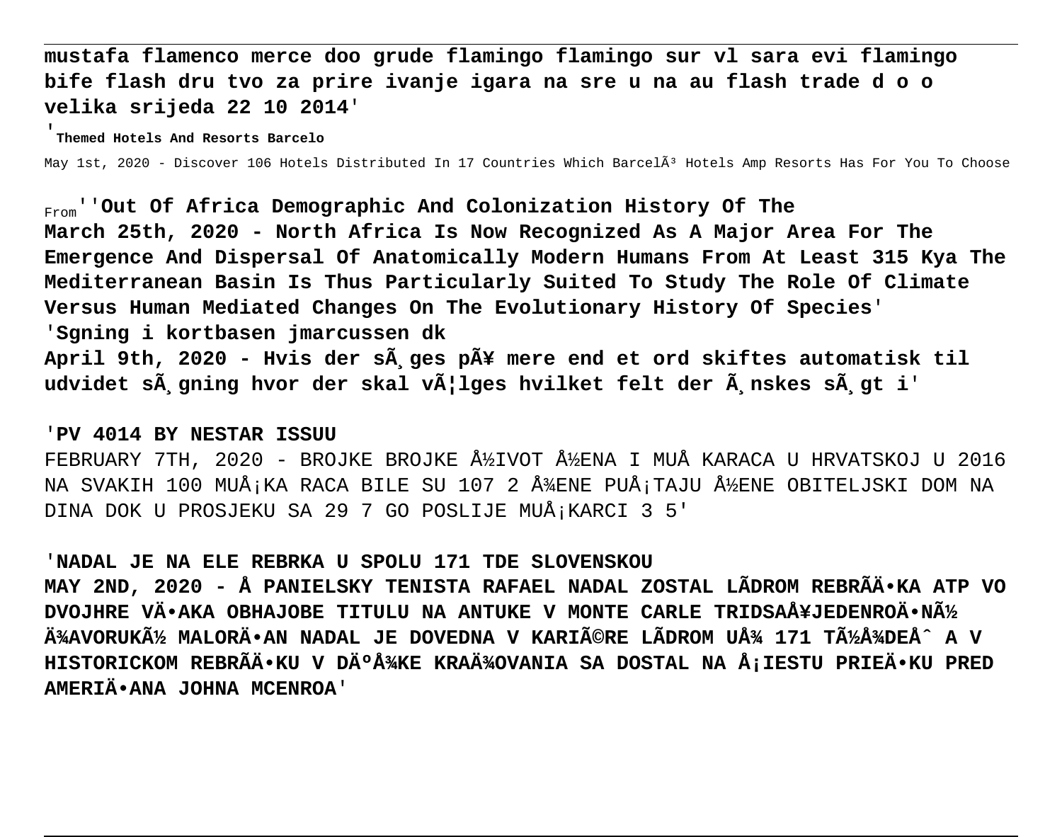**mustafa flamenco merce doo grude flamingo flamingo sur vl sara evi flamingo bife flash dru tvo za prire ivanje igara na sre u na au flash trade d o o velika srijeda 22 10 2014'**

'**Themed Hotels And Resorts Barcelo**

May 1st, 2020 - Discover 106 Hotels Distributed In 17 Countries Which BarcelÃ³ Hotels Amp Resorts Has For You To Choose From''**Out Of Africa Demographic And Colonization History Of The**

**March 25th, 2020 - North Africa Is Now Recognized As A Major Area For The Emergence And Dispersal Of Anatomically Modern Humans From At Least 315 Kya The Mediterranean Basin Is Thus Particularly Suited To Study The Role Of Climate Versus Human Mediated Changes On The Evolutionary History Of Species'**

'**Sgning i kortbasen jmarcussen dk**

**April 9th, 2020 - Hvis der sÃ¸ges pÃ¥ mere end et ord skiftes automatisk til udvidet sÃ¸gning hvor der skal vÃ¦lges hvilket felt der Ã¸nskes sÃ¸gt i'**

'**PV 4014 BY NESTAR ISSUU**

FEBRUARY 7TH, 2020 - BROJKE BROJKE Å½IVOT Å½ENA I MUÅ KARACA U HRVATSKOJ U 2016 NA SVAKIH 100 MUÅ¡KA RACA BILE SU 107 2 Å¾ENE PUÅ¡TAJU Å½ENE OBITELJSKI DOM NA DINA DOK U PROSJEKU SA 29 7 GO POSLIJE MUÅ¡KARCI 3 5'

'**NADAL JE NA ELE REBRKA U SPOLU 171 TDE SLOVENSKOU**

**MAY 2ND, 2020 - Å PANIELSKY TENISTA RAFAEL NADAL ZOSTAL LÃDROM REBRÃÄ•KA ATP VO DVOJHRE VÄ•AKA OBHAJOBE TITULU NA ANTUKE V MONTE CARLE TRIDSAÅ¥JEDENROÄ•NÃ½ Ä¾AVORUKÃ½ MALORÄ•AN NADAL JE DOVEDNA V KARIÃ©RE LÃDROM UÅ¾ 171 TÃ½Å¾DEÅˆ A V HISTORICKOM REBRÃÄ•KU V DÄºÅ¾KE KRAÄ¾OVANIA SA DOSTAL NA Å¡IESTU PRIEÄ•KU PRED AMERIÄ•ANA JOHNA MCENROA'**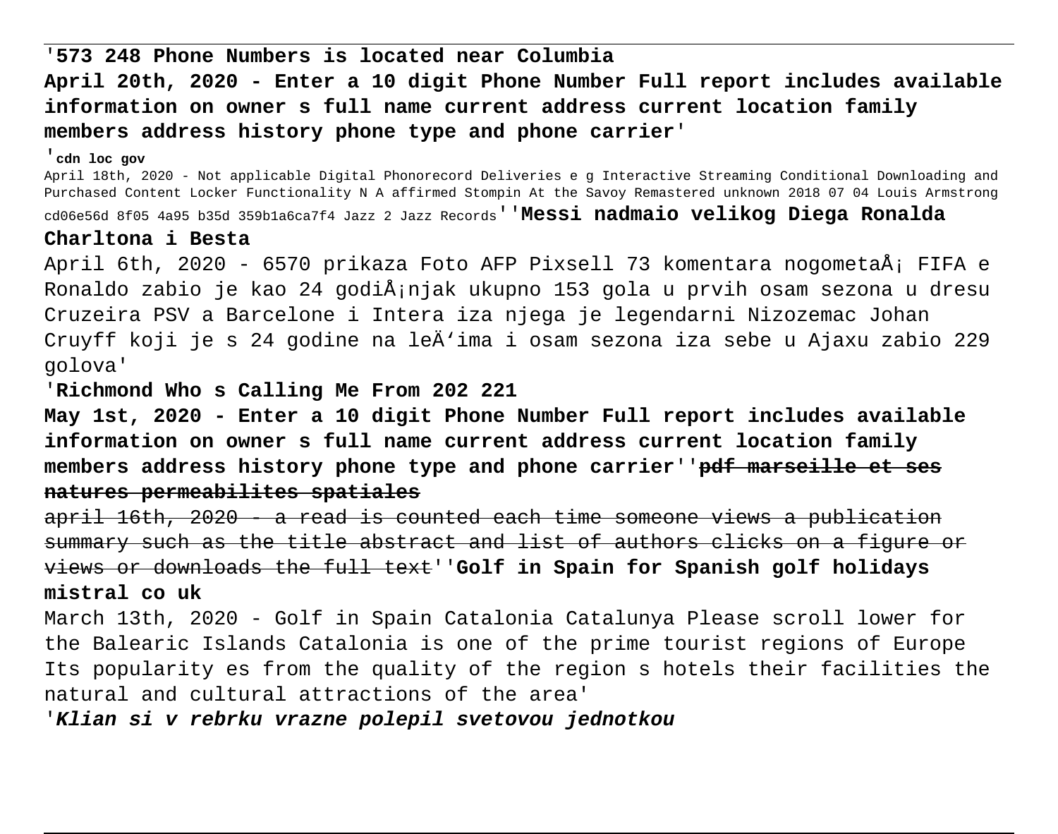'**573 248 Phone Numbers is located near Columbia**

**April 20th, 2020 - Enter a 10 digit Phone Number Full report includes available information on owner s full name current address current location family members address history phone type and phone carrier**'

'**cdn loc gov**

April 18th, 2020 - Not applicable Digital Phonorecord Deliveries e g Interactive Streaming Conditional Downloading and Purchased Content Locker Functionality N A affirmed Stompin At the Savoy Remastered unknown 2018 07 04 Louis Armstrong cd06e56d 8f05 4a95 b35d 359b1a6ca7f4 Jazz 2 Jazz Records''**Messi nadmaio velikog Diega Ronalda Charltona i Besta**

April 6th, 2020 - 6570 prikaza Foto AFP Pixsell 73 komentara nogometaÅ¡ FIFA e Ronaldo zabio je kao 24 godiÅ¡njak ukupno 153 gola u prvih osam sezona u dresu Cruzeira PSV a Barcelone i Intera iza njega je legendarni Nizozemac Johan Cruyff koji je s 24 godine na leÄ'ima i osam sezona iza sebe u Ajaxu zabio 229 golova'

'**Richmond Who s Calling Me From 202 221**

**May 1st, 2020 - Enter a 10 digit Phone Number Full report includes available information on owner s full name current address current location family members address history phone type and phone carrier**''~~**pdf marseille et ses natures permeabilites spatiales**~~

~~april 16th, 2020 - a read is counted each time someone views a publication summary such as the title abstract and list of authors clicks on a figure or views or downloads the full text~~''**Golf in Spain for Spanish golf holidays mistral co uk**

March 13th, 2020 - Golf in Spain Catalonia Catalunya Please scroll lower for the Balearic Islands Catalonia is one of the prime tourist regions of Europe Its popularity es from the quality of the region s hotels their facilities the natural and cultural attractions of the area'

'***Klian si v rebrku vrazne polepil svetovou jednotkou***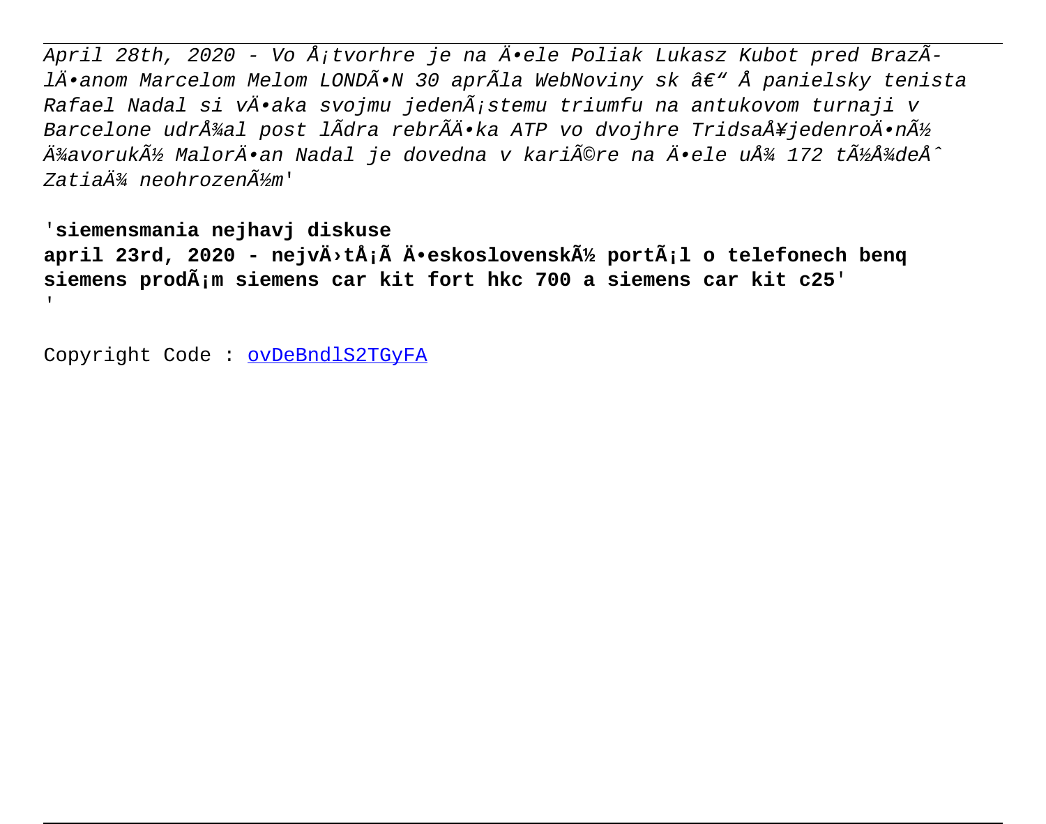*April 28th, 2020 - Vo Å¡tvorhre je na Ä•ele Poliak Lukasz Kubot pred BrazÃ­lÄ•anom Marcelom Melom LONDÃ•N 30 aprÃ­la WebNoviny sk â€" Å panielsky tenista Rafael Nadal si vÄ•aka svojmu jedenÃ¡stemu triumfu na antukovom turnaji v Barcelone udrÅ¾al post lÃ­dra rebrÃ­Ä•ka ATP vo dvojhre TridsaÅ¥jedenroÄ•nÃ½ Ä¾avorukÃ½ MalorÄ•an Nadal je dovedna v kariÃ©re na Ä•ele uÅ¾ 172 tÃ½Å¾deÅˆ ZatiaÄ¾ neohrozenÃ½m'*

**'siemensmania nejhavj diskuse**
**april 23rd, 2020 - nejvÄ›tÅ¡Ã­ Ä•eskoslovenskÃ½ portÃ¡l o telefonech benq siemens prodÃ¡m siemens car kit fort hkc 700 a siemens car kit c25'**
**'**

Copyright Code : ovDeBndlS2TGyFA